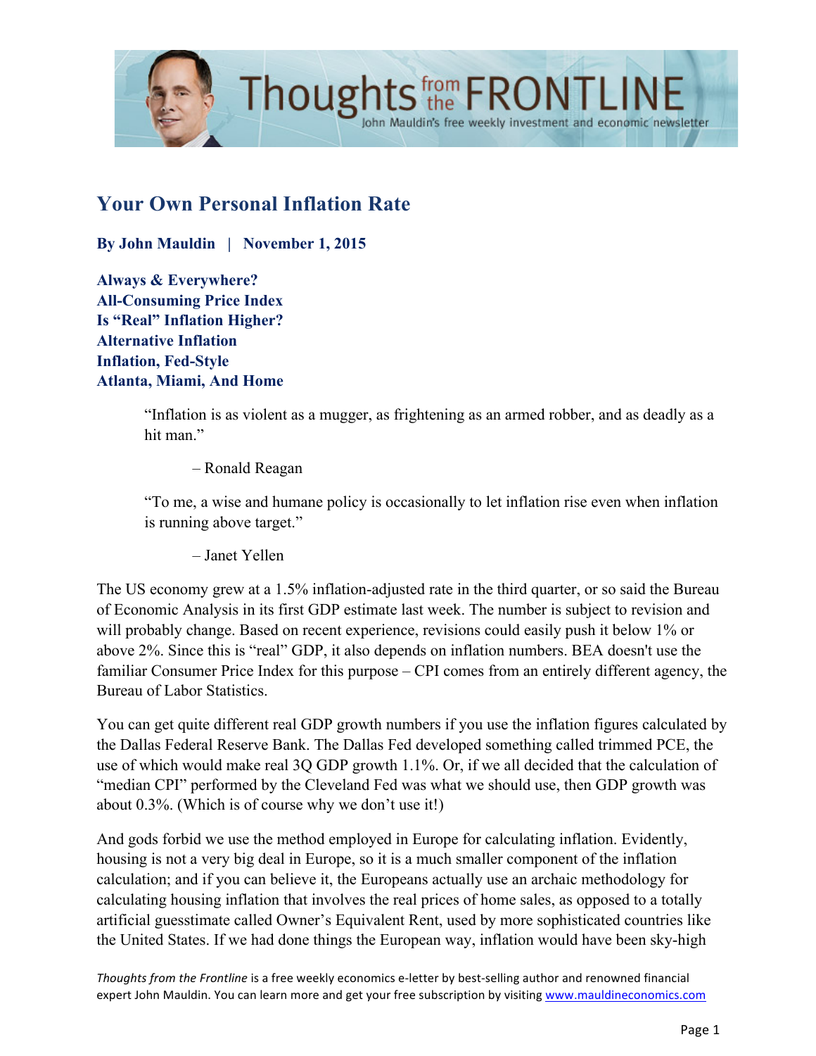# Your Own Personal Inflation Rate

**By John Mauldin | November 1, 2015**

**Always & Everywhere?**
**All-Consuming Price Index**
**Is "Real" Inflation Higher?**
**Alternative Inflation**
**Inflation, Fed-Style**
**Atlanta, Miami, And Home**

> "Inflation is as violent as a mugger, as frightening as an armed robber, and as deadly as a hit man."
>
> – Ronald Reagan

> "To me, a wise and humane policy is occasionally to let inflation rise even when inflation is running above target."
>
> – Janet Yellen

The US economy grew at a 1.5% inflation-adjusted rate in the third quarter, or so said the Bureau of Economic Analysis in its first GDP estimate last week. The number is subject to revision and will probably change. Based on recent experience, revisions could easily push it below 1% or above 2%. Since this is "real" GDP, it also depends on inflation numbers. BEA doesn't use the familiar Consumer Price Index for this purpose – CPI comes from an entirely different agency, the Bureau of Labor Statistics.

You can get quite different real GDP growth numbers if you use the inflation figures calculated by the Dallas Federal Reserve Bank. The Dallas Fed developed something called trimmed PCE, the use of which would make real 3Q GDP growth 1.1%. Or, if we all decided that the calculation of "median CPI" performed by the Cleveland Fed was what we should use, then GDP growth was about 0.3%. (Which is of course why we don't use it!)

And gods forbid we use the method employed in Europe for calculating inflation. Evidently, housing is not a very big deal in Europe, so it is a much smaller component of the inflation calculation; and if you can believe it, the Europeans actually use an archaic methodology for calculating housing inflation that involves the real prices of home sales, as opposed to a totally artificial guesstimate called Owner's Equivalent Rent, used by more sophisticated countries like the United States. If we had done things the European way, inflation would have been sky-high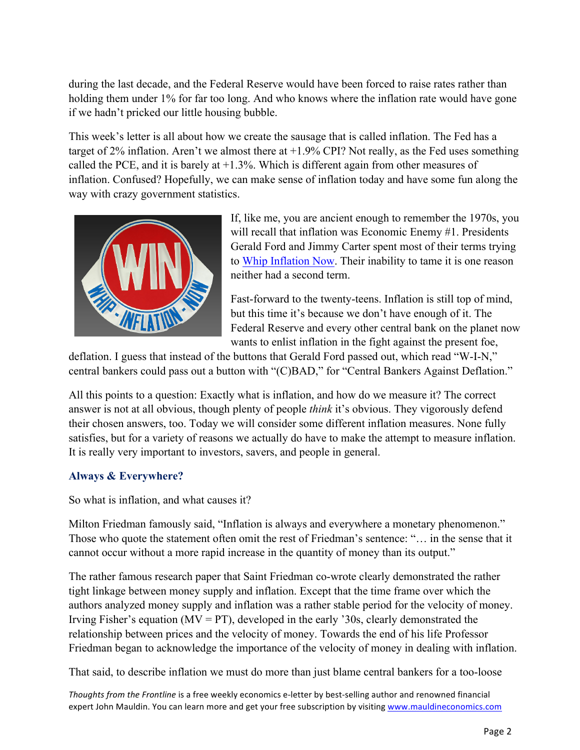during the last decade, and the Federal Reserve would have been forced to raise rates rather than holding them under 1% for far too long. And who knows where the inflation rate would have gone if we hadn't pricked our little housing bubble.

This week's letter is all about how we create the sausage that is called inflation. The Fed has a target of 2% inflation. Aren't we almost there at +1.9% CPI? Not really, as the Fed uses something called the PCE, and it is barely at +1.3%. Which is different again from other measures of inflation. Confused? Hopefully, we can make sense of inflation today and have some fun along the way with crazy government statistics.

If, like me, you are ancient enough to remember the 1970s, you will recall that inflation was Economic Enemy #1. Presidents Gerald Ford and Jimmy Carter spent most of their terms trying to [Whip Inflation Now](). Their inability to tame it is one reason neither had a second term.

Fast-forward to the twenty-teens. Inflation is still top of mind, but this time it's because we don't have enough of it. The Federal Reserve and every other central bank on the planet now wants to enlist inflation in the fight against the present foe, deflation. I guess that instead of the buttons that Gerald Ford passed out, which read "W-I-N," central bankers could pass out a button with "(C)BAD," for "Central Bankers Against Deflation."

All this points to a question: Exactly what is inflation, and how do we measure it? The correct answer is not at all obvious, though plenty of people *think* it's obvious. They vigorously defend their chosen answers, too. Today we will consider some different inflation measures. None fully satisfies, but for a variety of reasons we actually do have to make the attempt to measure inflation. It is really very important to investors, savers, and people in general.

### Always & Everywhere?

So what is inflation, and what causes it?

Milton Friedman famously said, "Inflation is always and everywhere a monetary phenomenon." Those who quote the statement often omit the rest of Friedman's sentence: "… in the sense that it cannot occur without a more rapid increase in the quantity of money than its output."

The rather famous research paper that Saint Friedman co-wrote clearly demonstrated the rather tight linkage between money supply and inflation. Except that the time frame over which the authors analyzed money supply and inflation was a rather stable period for the velocity of money. Irving Fisher's equation ($MV = PT$), developed in the early '30s, clearly demonstrated the relationship between prices and the velocity of money. Towards the end of his life Professor Friedman began to acknowledge the importance of the velocity of money in dealing with inflation.

That said, to describe inflation we must do more than just blame central bankers for a too-loose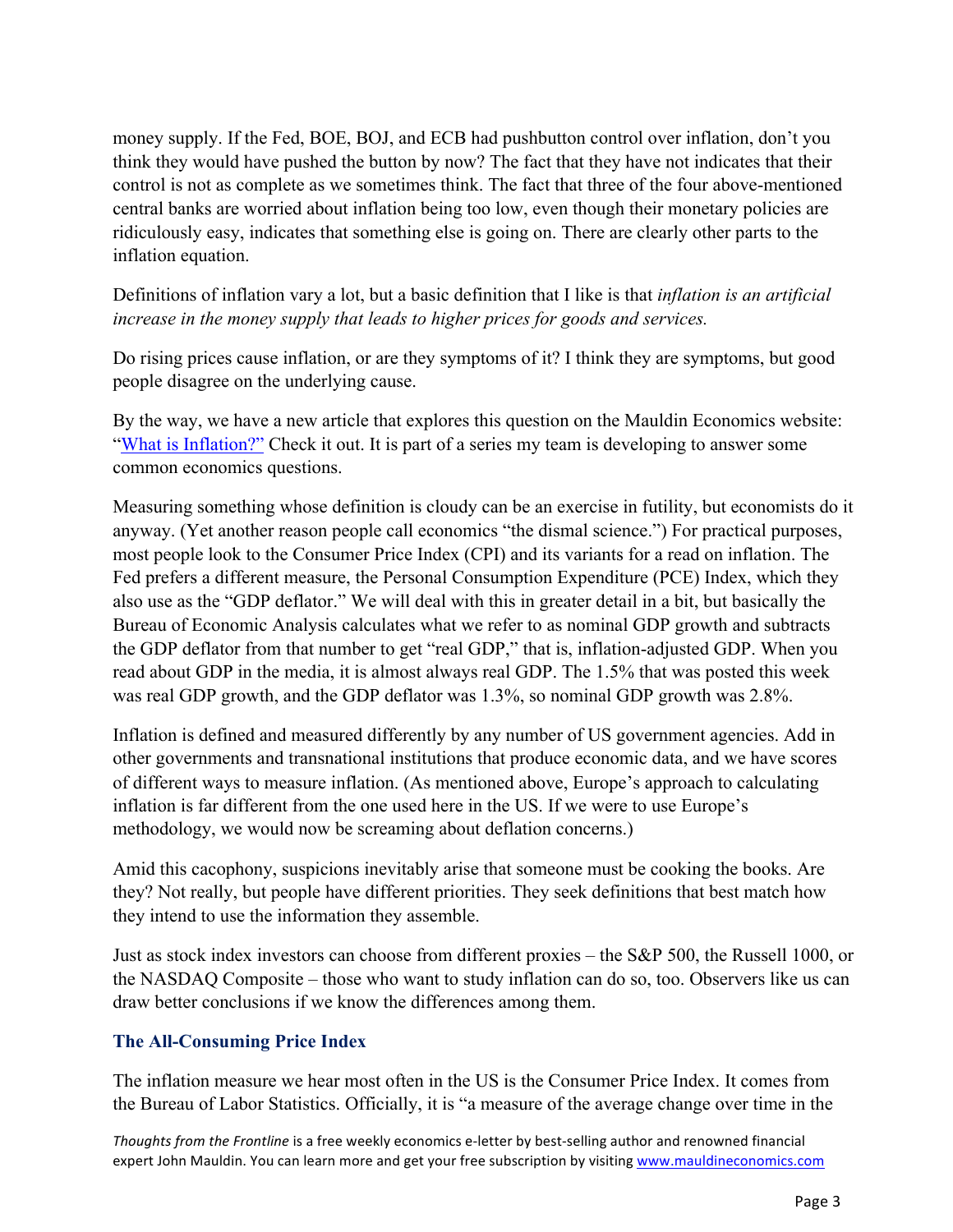money supply. If the Fed, BOE, BOJ, and ECB had pushbutton control over inflation, don't you think they would have pushed the button by now? The fact that they have not indicates that their control is not as complete as we sometimes think. The fact that three of the four above-mentioned central banks are worried about inflation being too low, even though their monetary policies are ridiculously easy, indicates that something else is going on. There are clearly other parts to the inflation equation.

Definitions of inflation vary a lot, but a basic definition that I like is that *inflation is an artificial increase in the money supply that leads to higher prices for goods and services.*

Do rising prices cause inflation, or are they symptoms of it? I think they are symptoms, but good people disagree on the underlying cause.

By the way, we have a new article that explores this question on the Mauldin Economics website: "[What is Inflation?"](#) Check it out. It is part of a series my team is developing to answer some common economics questions.

Measuring something whose definition is cloudy can be an exercise in futility, but economists do it anyway. (Yet another reason people call economics "the dismal science.") For practical purposes, most people look to the Consumer Price Index (CPI) and its variants for a read on inflation. The Fed prefers a different measure, the Personal Consumption Expenditure (PCE) Index, which they also use as the "GDP deflator." We will deal with this in greater detail in a bit, but basically the Bureau of Economic Analysis calculates what we refer to as nominal GDP growth and subtracts the GDP deflator from that number to get "real GDP," that is, inflation-adjusted GDP. When you read about GDP in the media, it is almost always real GDP. The 1.5% that was posted this week was real GDP growth, and the GDP deflator was 1.3%, so nominal GDP growth was 2.8%.

Inflation is defined and measured differently by any number of US government agencies. Add in other governments and transnational institutions that produce economic data, and we have scores of different ways to measure inflation. (As mentioned above, Europe's approach to calculating inflation is far different from the one used here in the US. If we were to use Europe's methodology, we would now be screaming about deflation concerns.)

Amid this cacophony, suspicions inevitably arise that someone must be cooking the books. Are they? Not really, but people have different priorities. They seek definitions that best match how they intend to use the information they assemble.

Just as stock index investors can choose from different proxies – the S&P 500, the Russell 1000, or the NASDAQ Composite – those who want to study inflation can do so, too. Observers like us can draw better conclusions if we know the differences among them.

### The All-Consuming Price Index

The inflation measure we hear most often in the US is the Consumer Price Index. It comes from the Bureau of Labor Statistics. Officially, it is "a measure of the average change over time in the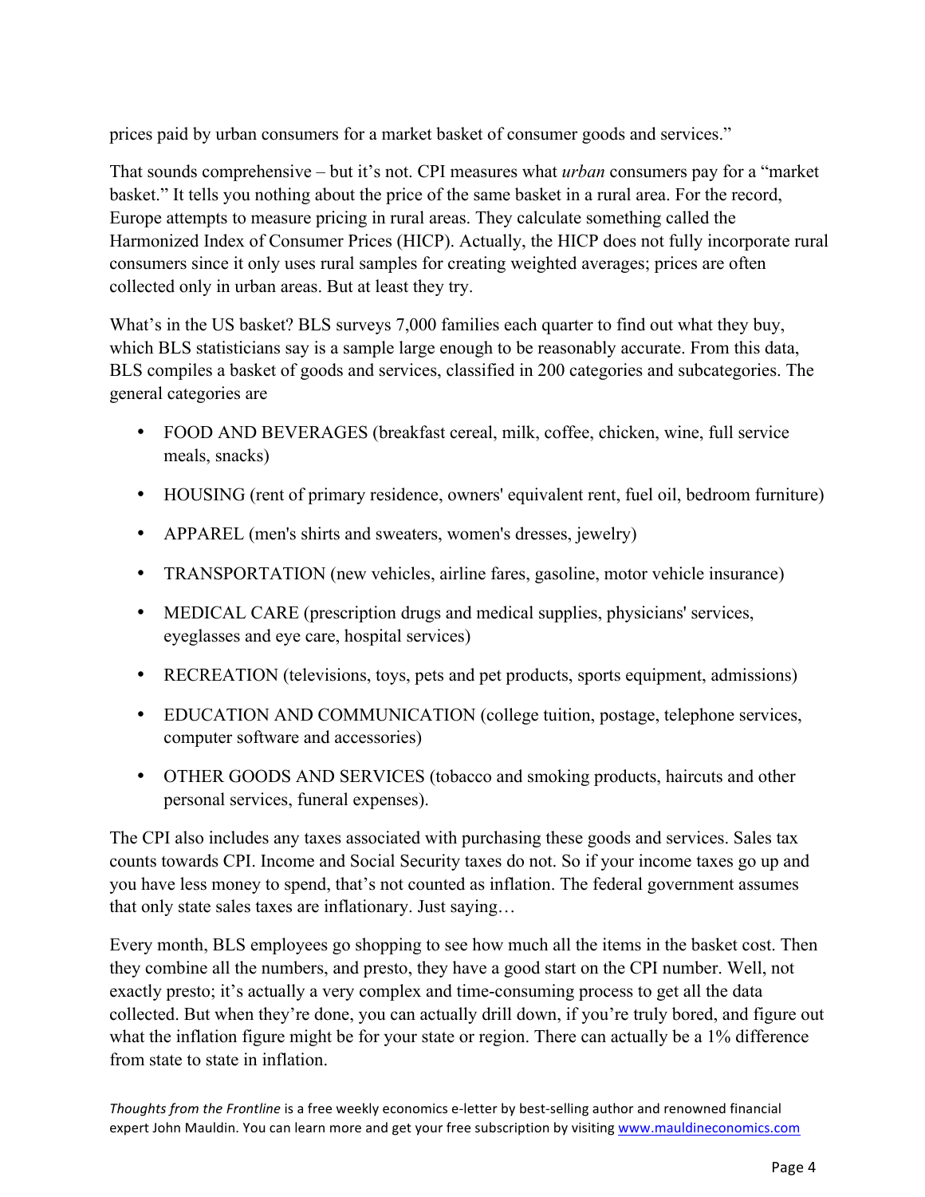prices paid by urban consumers for a market basket of consumer goods and services."

That sounds comprehensive – but it's not. CPI measures what *urban* consumers pay for a "market basket." It tells you nothing about the price of the same basket in a rural area. For the record, Europe attempts to measure pricing in rural areas. They calculate something called the Harmonized Index of Consumer Prices (HICP). Actually, the HICP does not fully incorporate rural consumers since it only uses rural samples for creating weighted averages; prices are often collected only in urban areas. But at least they try.

What's in the US basket? BLS surveys 7,000 families each quarter to find out what they buy, which BLS statisticians say is a sample large enough to be reasonably accurate. From this data, BLS compiles a basket of goods and services, classified in 200 categories and subcategories. The general categories are

- FOOD AND BEVERAGES (breakfast cereal, milk, coffee, chicken, wine, full service meals, snacks)
- HOUSING (rent of primary residence, owners' equivalent rent, fuel oil, bedroom furniture)
- APPAREL (men's shirts and sweaters, women's dresses, jewelry)
- TRANSPORTATION (new vehicles, airline fares, gasoline, motor vehicle insurance)
- MEDICAL CARE (prescription drugs and medical supplies, physicians' services, eyeglasses and eye care, hospital services)
- RECREATION (televisions, toys, pets and pet products, sports equipment, admissions)
- EDUCATION AND COMMUNICATION (college tuition, postage, telephone services, computer software and accessories)
- OTHER GOODS AND SERVICES (tobacco and smoking products, haircuts and other personal services, funeral expenses).

The CPI also includes any taxes associated with purchasing these goods and services. Sales tax counts towards CPI. Income and Social Security taxes do not. So if your income taxes go up and you have less money to spend, that's not counted as inflation. The federal government assumes that only state sales taxes are inflationary. Just saying…

Every month, BLS employees go shopping to see how much all the items in the basket cost. Then they combine all the numbers, and presto, they have a good start on the CPI number. Well, not exactly presto; it's actually a very complex and time-consuming process to get all the data collected. But when they're done, you can actually drill down, if you're truly bored, and figure out what the inflation figure might be for your state or region. There can actually be a 1% difference from state to state in inflation.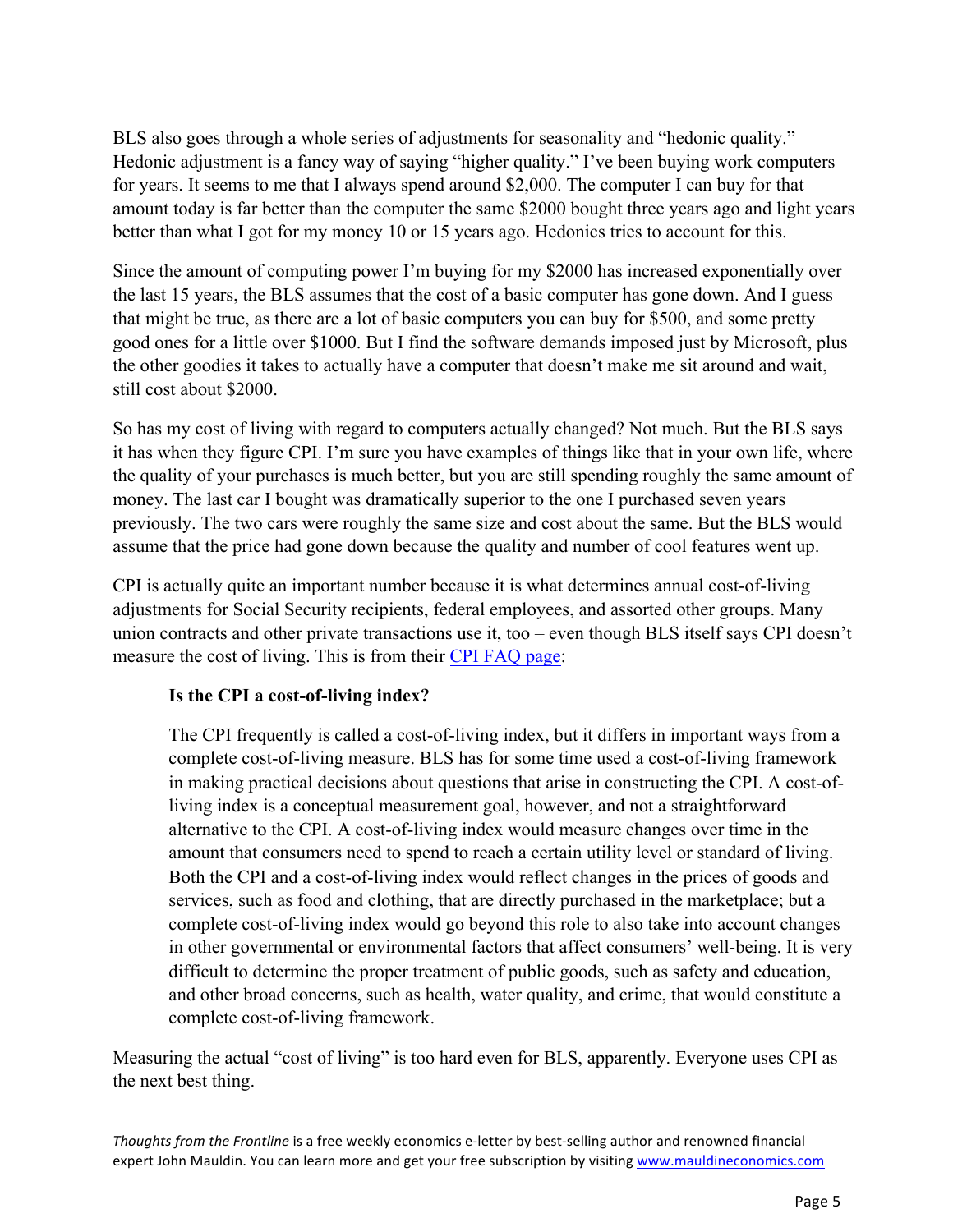BLS also goes through a whole series of adjustments for seasonality and "hedonic quality." Hedonic adjustment is a fancy way of saying "higher quality." I've been buying work computers for years. It seems to me that I always spend around $2,000. The computer I can buy for that amount today is far better than the computer the same $2000 bought three years ago and light years better than what I got for my money 10 or 15 years ago. Hedonics tries to account for this.

Since the amount of computing power I'm buying for my $2000 has increased exponentially over the last 15 years, the BLS assumes that the cost of a basic computer has gone down. And I guess that might be true, as there are a lot of basic computers you can buy for $500, and some pretty good ones for a little over $1000. But I find the software demands imposed just by Microsoft, plus the other goodies it takes to actually have a computer that doesn't make me sit around and wait, still cost about $2000.

So has my cost of living with regard to computers actually changed? Not much. But the BLS says it has when they figure CPI. I'm sure you have examples of things like that in your own life, where the quality of your purchases is much better, but you are still spending roughly the same amount of money. The last car I bought was dramatically superior to the one I purchased seven years previously. The two cars were roughly the same size and cost about the same. But the BLS would assume that the price had gone down because the quality and number of cool features went up.

CPI is actually quite an important number because it is what determines annual cost-of-living adjustments for Social Security recipients, federal employees, and assorted other groups. Many union contracts and other private transactions use it, too – even though BLS itself says CPI doesn't measure the cost of living. This is from their CPI FAQ page:

> **Is the CPI a cost-of-living index?**
>
> The CPI frequently is called a cost-of-living index, but it differs in important ways from a complete cost-of-living measure. BLS has for some time used a cost-of-living framework in making practical decisions about questions that arise in constructing the CPI. A cost-of-living index is a conceptual measurement goal, however, and not a straightforward alternative to the CPI. A cost-of-living index would measure changes over time in the amount that consumers need to spend to reach a certain utility level or standard of living. Both the CPI and a cost-of-living index would reflect changes in the prices of goods and services, such as food and clothing, that are directly purchased in the marketplace; but a complete cost-of-living index would go beyond this role to also take into account changes in other governmental or environmental factors that affect consumers' well-being. It is very difficult to determine the proper treatment of public goods, such as safety and education, and other broad concerns, such as health, water quality, and crime, that would constitute a complete cost-of-living framework.

Measuring the actual "cost of living" is too hard even for BLS, apparently. Everyone uses CPI as the next best thing.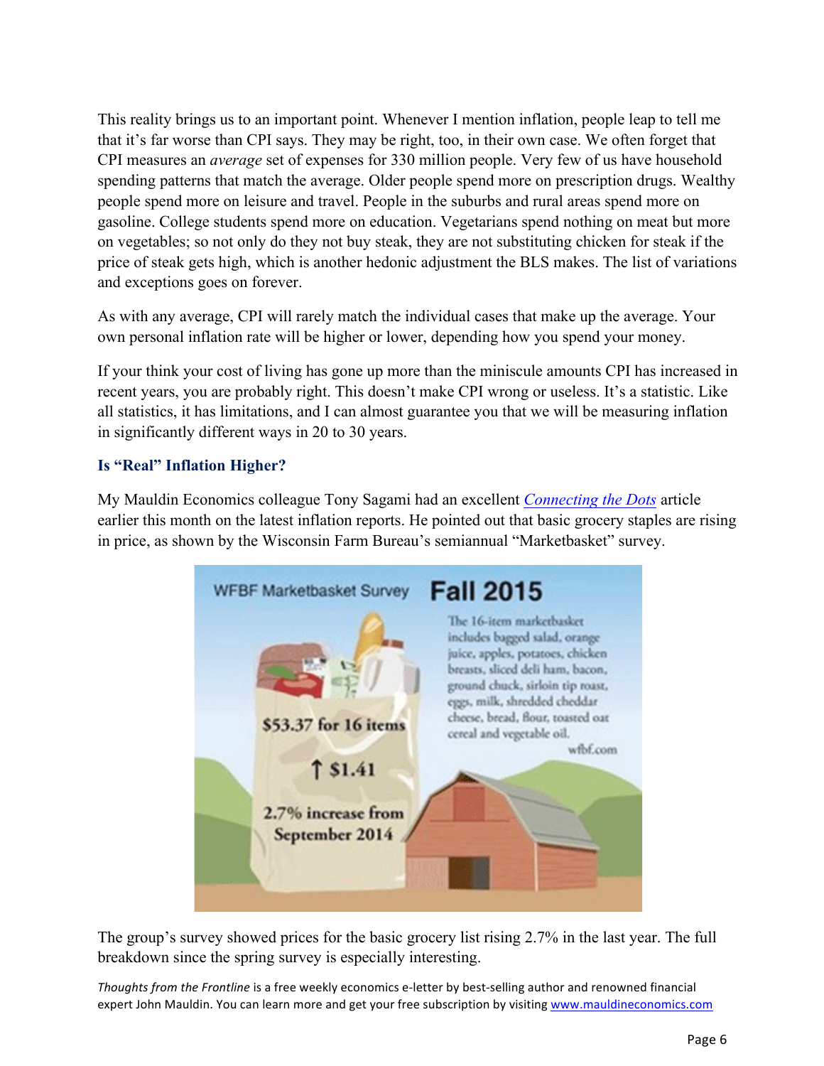This reality brings us to an important point. Whenever I mention inflation, people leap to tell me that it's far worse than CPI says. They may be right, too, in their own case. We often forget that CPI measures an *average* set of expenses for 330 million people. Very few of us have household spending patterns that match the average. Older people spend more on prescription drugs. Wealthy people spend more on leisure and travel. People in the suburbs and rural areas spend more on gasoline. College students spend more on education. Vegetarians spend nothing on meat but more on vegetables; so not only do they not buy steak, they are not substituting chicken for steak if the price of steak gets high, which is another hedonic adjustment the BLS makes. The list of variations and exceptions goes on forever.

As with any average, CPI will rarely match the individual cases that make up the average. Your own personal inflation rate will be higher or lower, depending how you spend your money.

If your think your cost of living has gone up more than the miniscule amounts CPI has increased in recent years, you are probably right. This doesn't make CPI wrong or useless. It's a statistic. Like all statistics, it has limitations, and I can almost guarantee you that we will be measuring inflation in significantly different ways in 20 to 30 years.

### Is "Real" Inflation Higher?

My Mauldin Economics colleague Tony Sagami had an excellent *Connecting the Dots* article earlier this month on the latest inflation reports. He pointed out that basic grocery staples are rising in price, as shown by the Wisconsin Farm Bureau's semiannual "Marketbasket" survey.

WFBF Marketbasket Survey **Fall 2015**

$53.37 for 16 items

↑ $1.41

2.7% increase from September 2014

The 16-item marketbasket includes bagged salad, orange juice, apples, potatoes, chicken breasts, sliced deli ham, bacon, ground chuck, sirloin tip roast, eggs, milk, shredded cheddar cheese, bread, flour, toasted oat cereal and vegetable oil.

wfbf.com

The group's survey showed prices for the basic grocery list rising 2.7% in the last year. The full breakdown since the spring survey is especially interesting.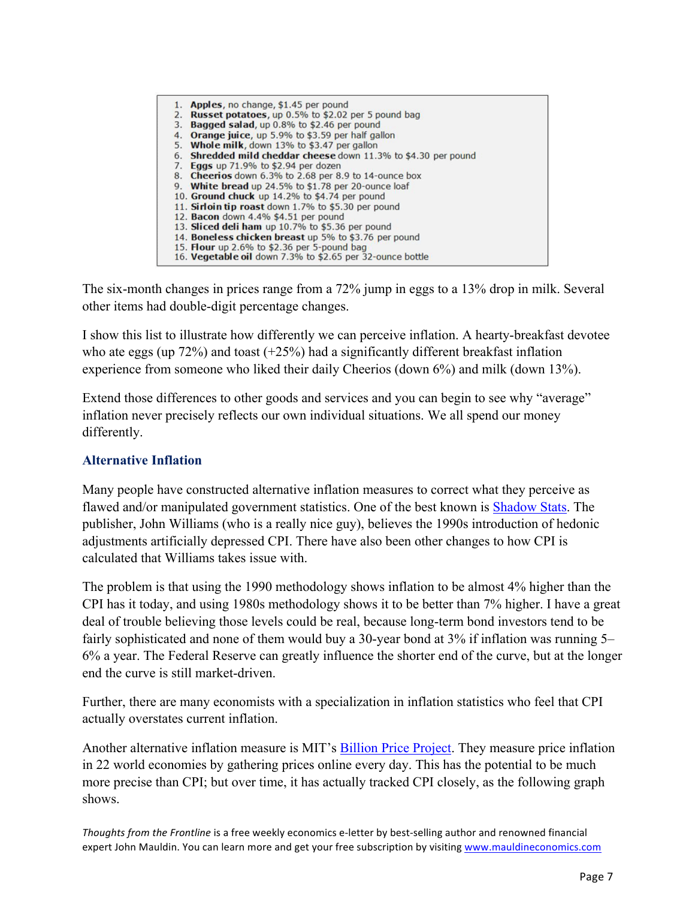1. **Apples**, no change, $1.45 per pound
2. **Russet potatoes**, up 0.5% to $2.02 per 5 pound bag
3. **Bagged salad**, up 0.8% to $2.46 per pound
4. **Orange juice**, up 5.9% to $3.59 per half gallon
5. **Whole milk**, down 13% to $3.47 per gallon
6. **Shredded mild cheddar cheese** down 11.3% to $4.30 per pound
7. **Eggs** up 71.9% to $2.94 per dozen
8. **Cheerios** down 6.3% to 2.68 per 8.9 to 14-ounce box
9. **White bread** up 24.5% to $1.78 per 20-ounce loaf
10. **Ground chuck** up 14.2% to $4.74 per pound
11. **Sirloin tip roast** down 1.7% to $5.30 per pound
12. **Bacon** down 4.4% $4.51 per pound
13. **Sliced deli ham** up 10.7% to $5.36 per pound
14. **Boneless chicken breast** up 5% to $3.76 per pound
15. **Flour** up 2.6% to $2.36 per 5-pound bag
16. **Vegetable oil** down 7.3% to $2.65 per 32-ounce bottle

The six-month changes in prices range from a 72% jump in eggs to a 13% drop in milk. Several other items had double-digit percentage changes.

I show this list to illustrate how differently we can perceive inflation. A hearty-breakfast devotee who ate eggs (up 72%) and toast (+25%) had a significantly different breakfast inflation experience from someone who liked their daily Cheerios (down 6%) and milk (down 13%).

Extend those differences to other goods and services and you can begin to see why "average" inflation never precisely reflects our own individual situations. We all spend our money differently.

### Alternative Inflation

Many people have constructed alternative inflation measures to correct what they perceive as flawed and/or manipulated government statistics. One of the best known is [Shadow Stats](). The publisher, John Williams (who is a really nice guy), believes the 1990s introduction of hedonic adjustments artificially depressed CPI. There have also been other changes to how CPI is calculated that Williams takes issue with.

The problem is that using the 1990 methodology shows inflation to be almost 4% higher than the CPI has it today, and using 1980s methodology shows it to be better than 7% higher. I have a great deal of trouble believing those levels could be real, because long-term bond investors tend to be fairly sophisticated and none of them would buy a 30-year bond at 3% if inflation was running 5–6% a year. The Federal Reserve can greatly influence the shorter end of the curve, but at the longer end the curve is still market-driven.

Further, there are many economists with a specialization in inflation statistics who feel that CPI actually overstates current inflation.

Another alternative inflation measure is MIT's [Billion Price Project](). They measure price inflation in 22 world economies by gathering prices online every day. This has the potential to be much more precise than CPI; but over time, it has actually tracked CPI closely, as the following graph shows.

*Thoughts from the Frontline* is a free weekly economics e-letter by best-selling author and renowned financial expert John Mauldin. You can learn more and get your free subscription by visiting www.mauldineconomics.com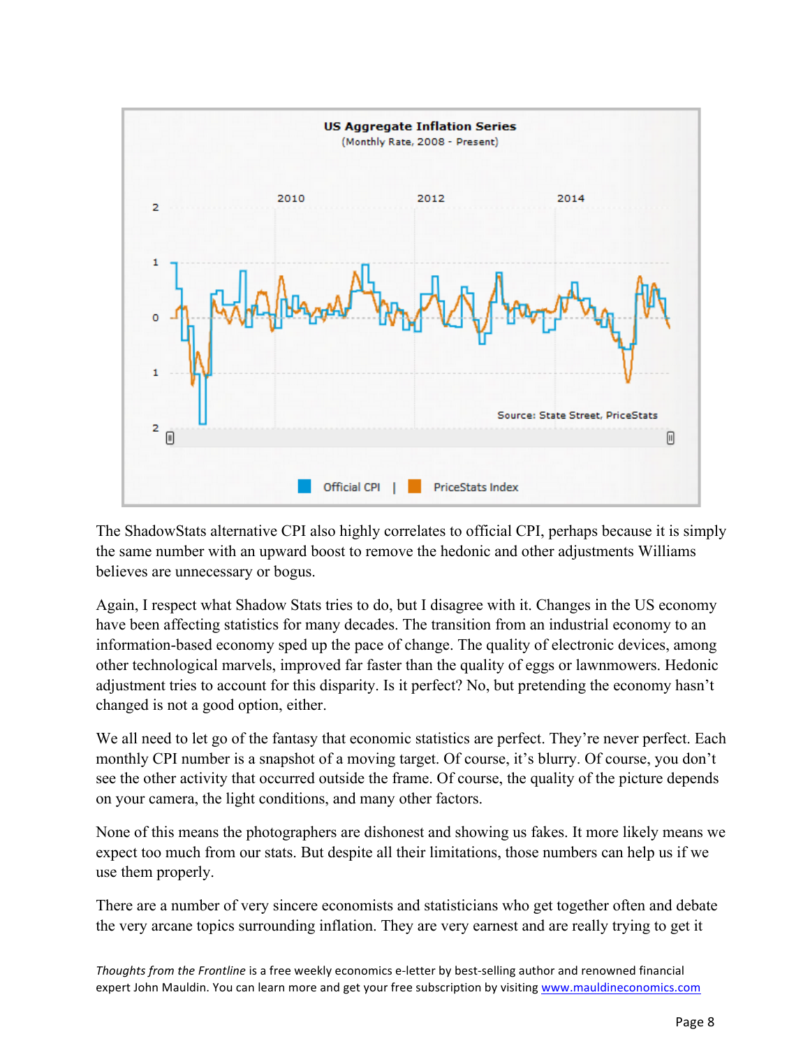The ShadowStats alternative CPI also highly correlates to official CPI, perhaps because it is simply the same number with an upward boost to remove the hedonic and other adjustments Williams believes are unnecessary or bogus.

Again, I respect what Shadow Stats tries to do, but I disagree with it. Changes in the US economy have been affecting statistics for many decades. The transition from an industrial economy to an information-based economy sped up the pace of change. The quality of electronic devices, among other technological marvels, improved far faster than the quality of eggs or lawnmowers. Hedonic adjustment tries to account for this disparity. Is it perfect? No, but pretending the economy hasn't changed is not a good option, either.

We all need to let go of the fantasy that economic statistics are perfect. They're never perfect. Each monthly CPI number is a snapshot of a moving target. Of course, it's blurry. Of course, you don't see the other activity that occurred outside the frame. Of course, the quality of the picture depends on your camera, the light conditions, and many other factors.

None of this means the photographers are dishonest and showing us fakes. It more likely means we expect too much from our stats. But despite all their limitations, those numbers can help us if we use them properly.

There are a number of very sincere economists and statisticians who get together often and debate the very arcane topics surrounding inflation. They are very earnest and are really trying to get it

*Thoughts from the Frontline* is a free weekly economics e-letter by best-selling author and renowned financial expert John Mauldin. You can learn more and get your free subscription by visiting www.mauldineconomics.com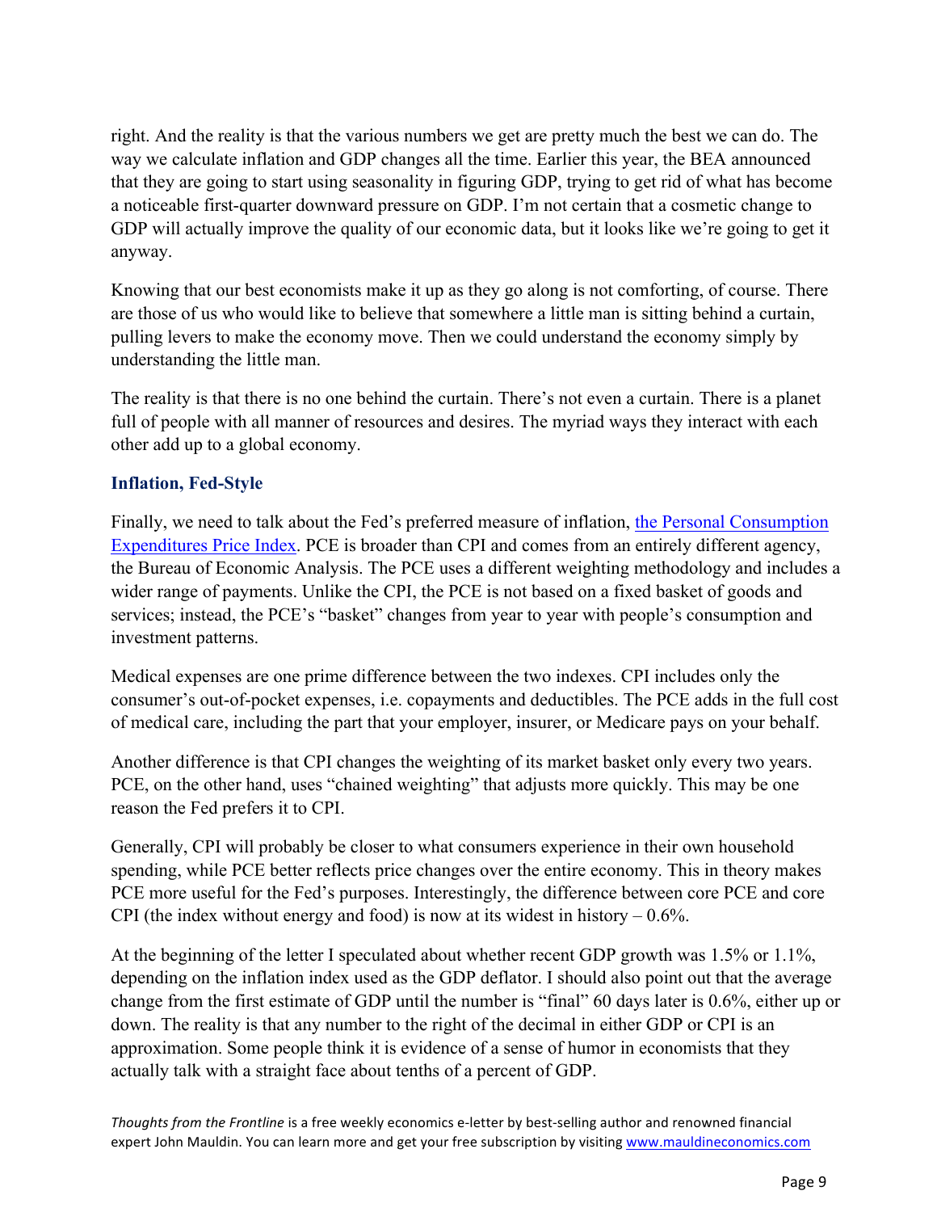right. And the reality is that the various numbers we get are pretty much the best we can do. The way we calculate inflation and GDP changes all the time. Earlier this year, the BEA announced that they are going to start using seasonality in figuring GDP, trying to get rid of what has become a noticeable first-quarter downward pressure on GDP. I'm not certain that a cosmetic change to GDP will actually improve the quality of our economic data, but it looks like we're going to get it anyway.

Knowing that our best economists make it up as they go along is not comforting, of course. There are those of us who would like to believe that somewhere a little man is sitting behind a curtain, pulling levers to make the economy move. Then we could understand the economy simply by understanding the little man.

The reality is that there is no one behind the curtain. There's not even a curtain. There is a planet full of people with all manner of resources and desires. The myriad ways they interact with each other add up to a global economy.

### Inflation, Fed-Style

Finally, we need to talk about the Fed's preferred measure of inflation, [the Personal Consumption Expenditures Price Index](). PCE is broader than CPI and comes from an entirely different agency, the Bureau of Economic Analysis. The PCE uses a different weighting methodology and includes a wider range of payments. Unlike the CPI, the PCE is not based on a fixed basket of goods and services; instead, the PCE's "basket" changes from year to year with people's consumption and investment patterns.

Medical expenses are one prime difference between the two indexes. CPI includes only the consumer's out-of-pocket expenses, i.e. copayments and deductibles. The PCE adds in the full cost of medical care, including the part that your employer, insurer, or Medicare pays on your behalf.

Another difference is that CPI changes the weighting of its market basket only every two years. PCE, on the other hand, uses "chained weighting" that adjusts more quickly. This may be one reason the Fed prefers it to CPI.

Generally, CPI will probably be closer to what consumers experience in their own household spending, while PCE better reflects price changes over the entire economy. This in theory makes PCE more useful for the Fed's purposes. Interestingly, the difference between core PCE and core CPI (the index without energy and food) is now at its widest in history – 0.6%.

At the beginning of the letter I speculated about whether recent GDP growth was 1.5% or 1.1%, depending on the inflation index used as the GDP deflator. I should also point out that the average change from the first estimate of GDP until the number is "final" 60 days later is 0.6%, either up or down. The reality is that any number to the right of the decimal in either GDP or CPI is an approximation. Some people think it is evidence of a sense of humor in economists that they actually talk with a straight face about tenths of a percent of GDP.

*Thoughts from the Frontline* is a free weekly economics e-letter by best-selling author and renowned financial expert John Mauldin. You can learn more and get your free subscription by visiting [www.mauldineconomics.com](www.mauldineconomics.com)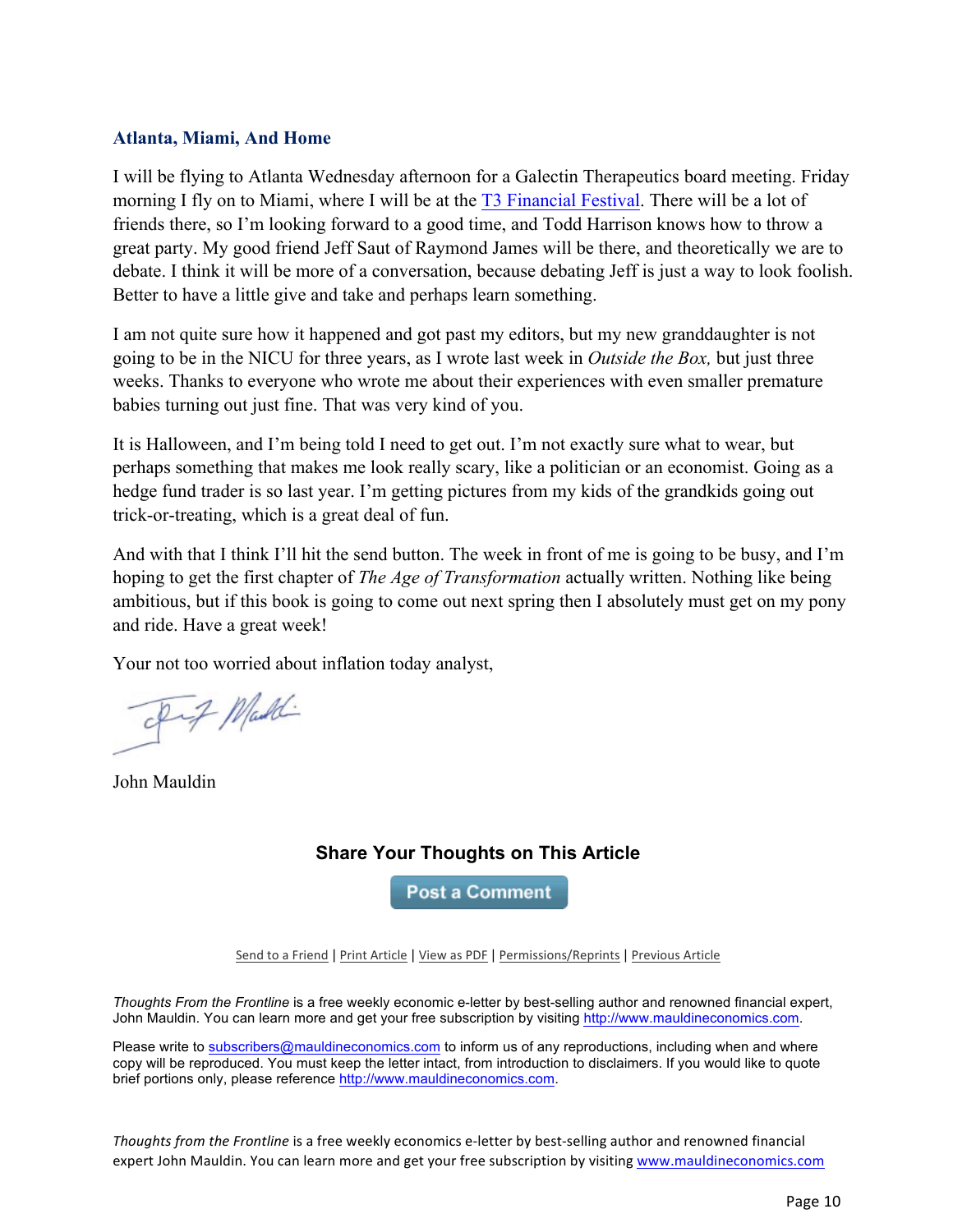### Atlanta, Miami, And Home

I will be flying to Atlanta Wednesday afternoon for a Galectin Therapeutics board meeting. Friday morning I fly on to Miami, where I will be at the T3 Financial Festival. There will be a lot of friends there, so I'm looking forward to a good time, and Todd Harrison knows how to throw a great party. My good friend Jeff Saut of Raymond James will be there, and theoretically we are to debate. I think it will be more of a conversation, because debating Jeff is just a way to look foolish. Better to have a little give and take and perhaps learn something.

I am not quite sure how it happened and got past my editors, but my new granddaughter is not going to be in the NICU for three years, as I wrote last week in *Outside the Box,* but just three weeks. Thanks to everyone who wrote me about their experiences with even smaller premature babies turning out just fine. That was very kind of you.

It is Halloween, and I'm being told I need to get out. I'm not exactly sure what to wear, but perhaps something that makes me look really scary, like a politician or an economist. Going as a hedge fund trader is so last year. I'm getting pictures from my kids of the grandkids going out trick-or-treating, which is a great deal of fun.

And with that I think I'll hit the send button. The week in front of me is going to be busy, and I'm hoping to get the first chapter of *The Age of Transformation* actually written. Nothing like being ambitious, but if this book is going to come out next spring then I absolutely must get on my pony and ride. Have a great week!

Your not too worried about inflation today analyst,

John Mauldin

**Share Your Thoughts on This Article**

Post a Comment

Send to a Friend | Print Article | View as PDF | Permissions/Reprints | Previous Article

*Thoughts From the Frontline* is a free weekly economic e-letter by best-selling author and renowned financial expert, John Mauldin. You can learn more and get your free subscription by visiting http://www.mauldineconomics.com.

Please write to subscribers@mauldineconomics.com to inform us of any reproductions, including when and where copy will be reproduced. You must keep the letter intact, from introduction to disclaimers. If you would like to quote brief portions only, please reference http://www.mauldineconomics.com.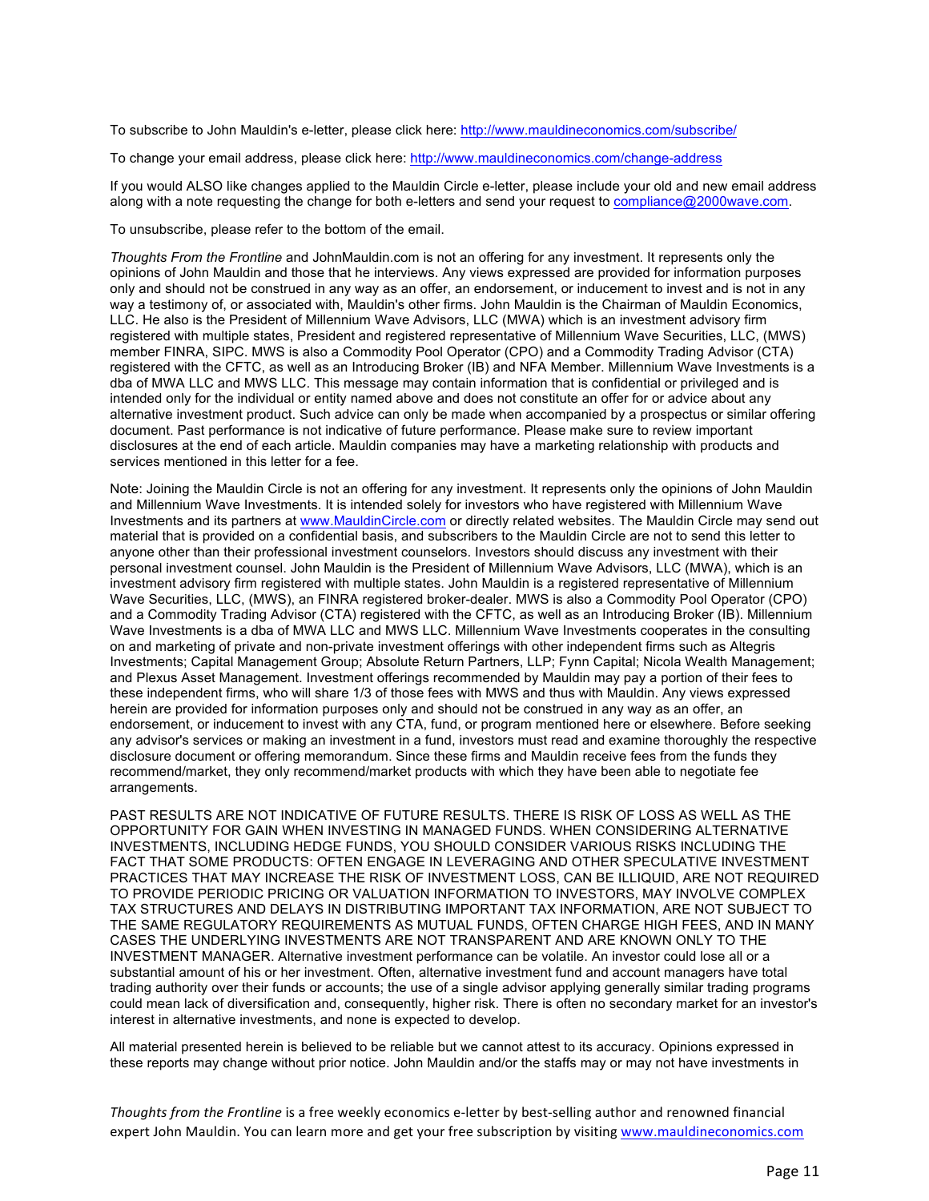To subscribe to John Mauldin's e-letter, please click here: http://www.mauldineconomics.com/subscribe/

To change your email address, please click here: http://www.mauldineconomics.com/change-address

If you would ALSO like changes applied to the Mauldin Circle e-letter, please include your old and new email address along with a note requesting the change for both e-letters and send your request to compliance@2000wave.com.

To unsubscribe, please refer to the bottom of the email.

*Thoughts From the Frontline* and JohnMauldin.com is not an offering for any investment. It represents only the opinions of John Mauldin and those that he interviews. Any views expressed are provided for information purposes only and should not be construed in any way as an offer, an endorsement, or inducement to invest and is not in any way a testimony of, or associated with, Mauldin's other firms. John Mauldin is the Chairman of Mauldin Economics, LLC. He also is the President of Millennium Wave Advisors, LLC (MWA) which is an investment advisory firm registered with multiple states, President and registered representative of Millennium Wave Securities, LLC, (MWS) member FINRA, SIPC. MWS is also a Commodity Pool Operator (CPO) and a Commodity Trading Advisor (CTA) registered with the CFTC, as well as an Introducing Broker (IB) and NFA Member. Millennium Wave Investments is a dba of MWA LLC and MWS LLC. This message may contain information that is confidential or privileged and is intended only for the individual or entity named above and does not constitute an offer for or advice about any alternative investment product. Such advice can only be made when accompanied by a prospectus or similar offering document. Past performance is not indicative of future performance. Please make sure to review important disclosures at the end of each article. Mauldin companies may have a marketing relationship with products and services mentioned in this letter for a fee.

Note: Joining the Mauldin Circle is not an offering for any investment. It represents only the opinions of John Mauldin and Millennium Wave Investments. It is intended solely for investors who have registered with Millennium Wave Investments and its partners at www.MauldinCircle.com or directly related websites. The Mauldin Circle may send out material that is provided on a confidential basis, and subscribers to the Mauldin Circle are not to send this letter to anyone other than their professional investment counselors. Investors should discuss any investment with their personal investment counsel. John Mauldin is the President of Millennium Wave Advisors, LLC (MWA), which is an investment advisory firm registered with multiple states. John Mauldin is a registered representative of Millennium Wave Securities, LLC, (MWS), an FINRA registered broker-dealer. MWS is also a Commodity Pool Operator (CPO) and a Commodity Trading Advisor (CTA) registered with the CFTC, as well as an Introducing Broker (IB). Millennium Wave Investments is a dba of MWA LLC and MWS LLC. Millennium Wave Investments cooperates in the consulting on and marketing of private and non-private investment offerings with other independent firms such as Altegris Investments; Capital Management Group; Absolute Return Partners, LLP; Fynn Capital; Nicola Wealth Management; and Plexus Asset Management. Investment offerings recommended by Mauldin may pay a portion of their fees to these independent firms, who will share 1/3 of those fees with MWS and thus with Mauldin. Any views expressed herein are provided for information purposes only and should not be construed in any way as an offer, an endorsement, or inducement to invest with any CTA, fund, or program mentioned here or elsewhere. Before seeking any advisor's services or making an investment in a fund, investors must read and examine thoroughly the respective disclosure document or offering memorandum. Since these firms and Mauldin receive fees from the funds they recommend/market, they only recommend/market products with which they have been able to negotiate fee arrangements.

PAST RESULTS ARE NOT INDICATIVE OF FUTURE RESULTS. THERE IS RISK OF LOSS AS WELL AS THE OPPORTUNITY FOR GAIN WHEN INVESTING IN MANAGED FUNDS. WHEN CONSIDERING ALTERNATIVE INVESTMENTS, INCLUDING HEDGE FUNDS, YOU SHOULD CONSIDER VARIOUS RISKS INCLUDING THE FACT THAT SOME PRODUCTS: OFTEN ENGAGE IN LEVERAGING AND OTHER SPECULATIVE INVESTMENT PRACTICES THAT MAY INCREASE THE RISK OF INVESTMENT LOSS, CAN BE ILLIQUID, ARE NOT REQUIRED TO PROVIDE PERIODIC PRICING OR VALUATION INFORMATION TO INVESTORS, MAY INVOLVE COMPLEX TAX STRUCTURES AND DELAYS IN DISTRIBUTING IMPORTANT TAX INFORMATION, ARE NOT SUBJECT TO THE SAME REGULATORY REQUIREMENTS AS MUTUAL FUNDS, OFTEN CHARGE HIGH FEES, AND IN MANY CASES THE UNDERLYING INVESTMENTS ARE NOT TRANSPARENT AND ARE KNOWN ONLY TO THE INVESTMENT MANAGER. Alternative investment performance can be volatile. An investor could lose all or a substantial amount of his or her investment. Often, alternative investment fund and account managers have total trading authority over their funds or accounts; the use of a single advisor applying generally similar trading programs could mean lack of diversification and, consequently, higher risk. There is often no secondary market for an investor's interest in alternative investments, and none is expected to develop.

All material presented herein is believed to be reliable but we cannot attest to its accuracy. Opinions expressed in these reports may change without prior notice. John Mauldin and/or the staffs may or may not have investments in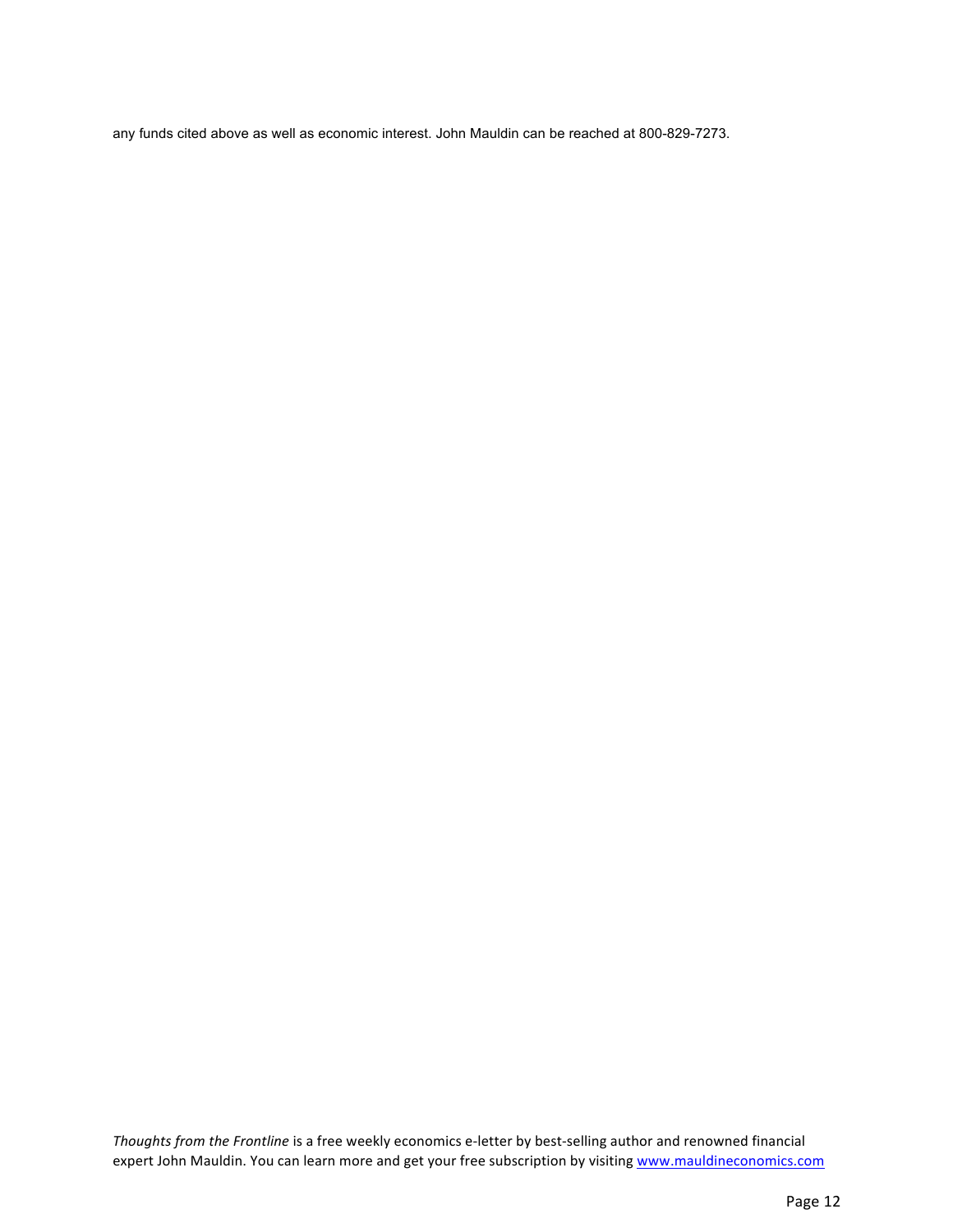any funds cited above as well as economic interest. John Mauldin can be reached at 800-829-7273.